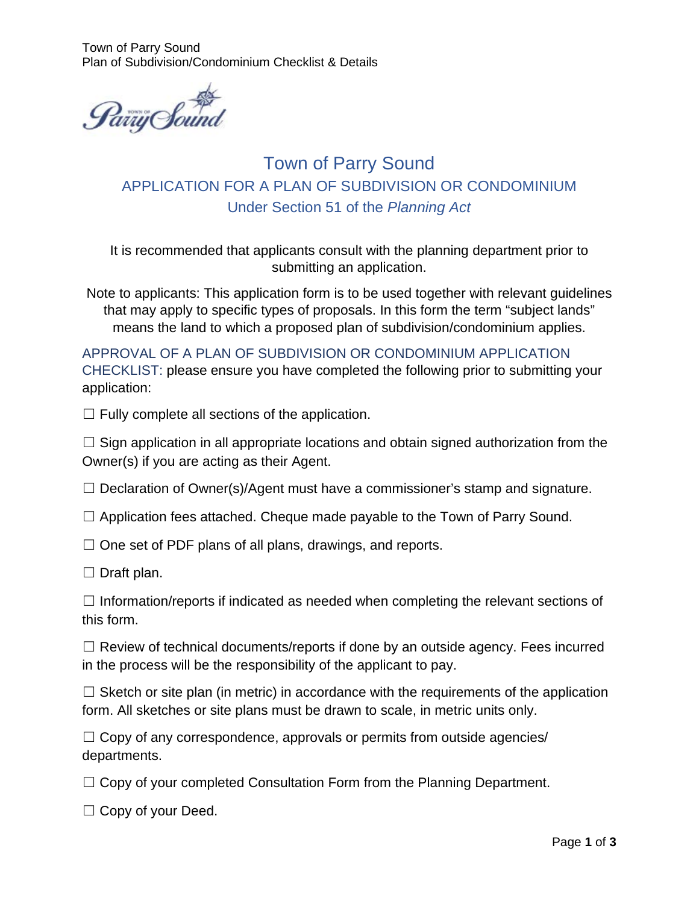# Town of Parry Sound

## APPLICATION FOR A PLAN OF SUBDIVISION OR CONDOMINIUM

### Under Section 51 of the *Planning Act*

It is recommended that applicants consult with the planning department prior to submitting an application.

Note to applicants: This application form is to be used together with relevant guidelines that may apply to specific types of proposals. In this form the term "subject lands" means the land to which a proposed plan of subdivision/condominium applies.

APPROVAL OF A PLAN OF SUBDIVISION OR CONDOMINIUM APPLICATION CHECKLIST: please ensure you have completed the following prior to submitting your application:

☐ Fully complete all sections of the application.

☐ Sign application in all appropriate locations and obtain signed authorization from the Owner(s) if you are acting as their Agent.

☐ Declaration of Owner(s)/Agent must have a commissioner's stamp and signature.

☐ Application fees attached. Cheque made payable to the Town of Parry Sound.

☐ One set of PDF plans of all plans, drawings, and reports.

☐ Draft plan.

☐ Information/reports if indicated as needed when completing the relevant sections of this form.

☐ Review of technical documents/reports if done by an outside agency. Fees incurred in the process will be the responsibility of the applicant to pay.

☐ Sketch or site plan (in metric) in accordance with the requirements of the application form. All sketches or site plans must be drawn to scale, in metric units only.

☐ Copy of any correspondence, approvals or permits from outside agencies/ departments.

☐ Copy of your completed Consultation Form from the Planning Department.

☐ Copy of your Deed.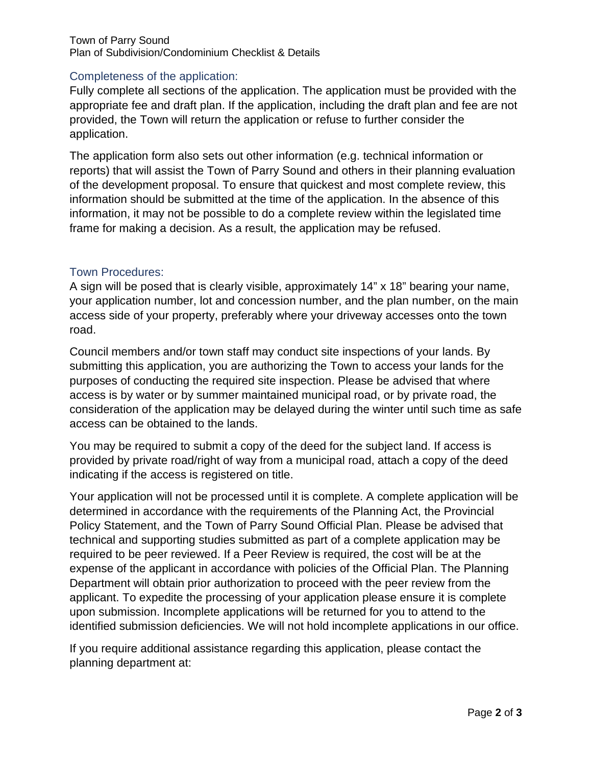## Completeness of the application:

Fully complete all sections of the application. The application must be provided with the appropriate fee and draft plan. If the application, including the draft plan and fee are not provided, the Town will return the application or refuse to further consider the application.

The application form also sets out other information (e.g. technical information or reports) that will assist the Town of Parry Sound and others in their planning evaluation of the development proposal. To ensure that quickest and most complete review, this information should be submitted at the time of the application. In the absence of this information, it may not be possible to do a complete review within the legislated time frame for making a decision. As a result, the application may be refused.

## Town Procedures:

A sign will be posed that is clearly visible, approximately 14" x 18" bearing your name, your application number, lot and concession number, and the plan number, on the main access side of your property, preferably where your driveway accesses onto the town road.

Council members and/or town staff may conduct site inspections of your lands. By submitting this application, you are authorizing the Town to access your lands for the purposes of conducting the required site inspection. Please be advised that where access is by water or by summer maintained municipal road, or by private road, the consideration of the application may be delayed during the winter until such time as safe access can be obtained to the lands.

You may be required to submit a copy of the deed for the subject land. If access is provided by private road/right of way from a municipal road, attach a copy of the deed indicating if the access is registered on title.

Your application will not be processed until it is complete. A complete application will be determined in accordance with the requirements of the Planning Act, the Provincial Policy Statement, and the Town of Parry Sound Official Plan. Please be advised that technical and supporting studies submitted as part of a complete application may be required to be peer reviewed. If a Peer Review is required, the cost will be at the expense of the applicant in accordance with policies of the Official Plan. The Planning Department will obtain prior authorization to proceed with the peer review from the applicant. To expedite the processing of your application please ensure it is complete upon submission. Incomplete applications will be returned for you to attend to the identified submission deficiencies. We will not hold incomplete applications in our office.

If you require additional assistance regarding this application, please contact the planning department at: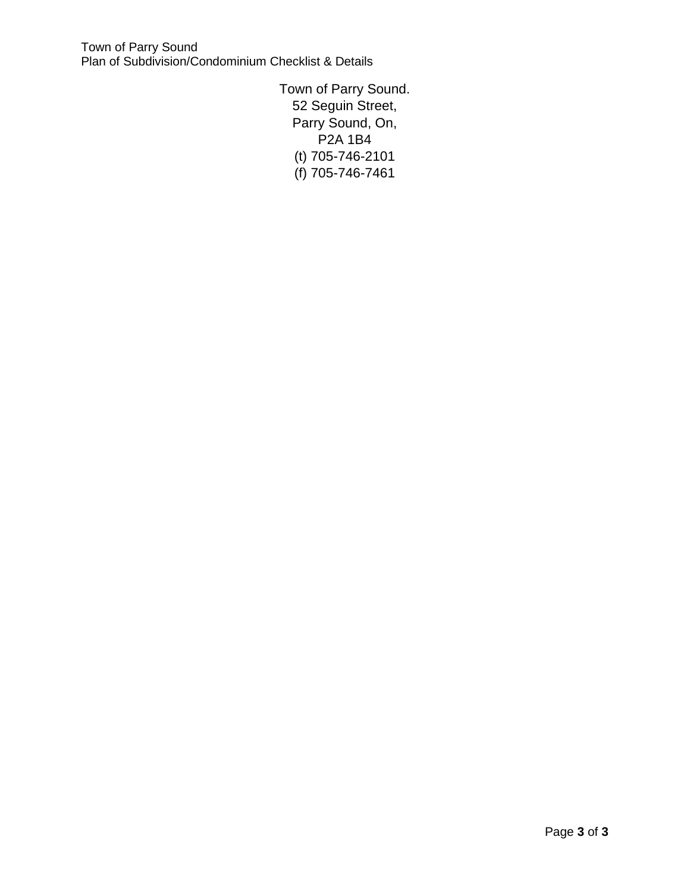Town of Parry Sound.
52 Seguin Street,
Parry Sound, On,
P2A 1B4
(t) 705-746-2101
(f) 705-746-7461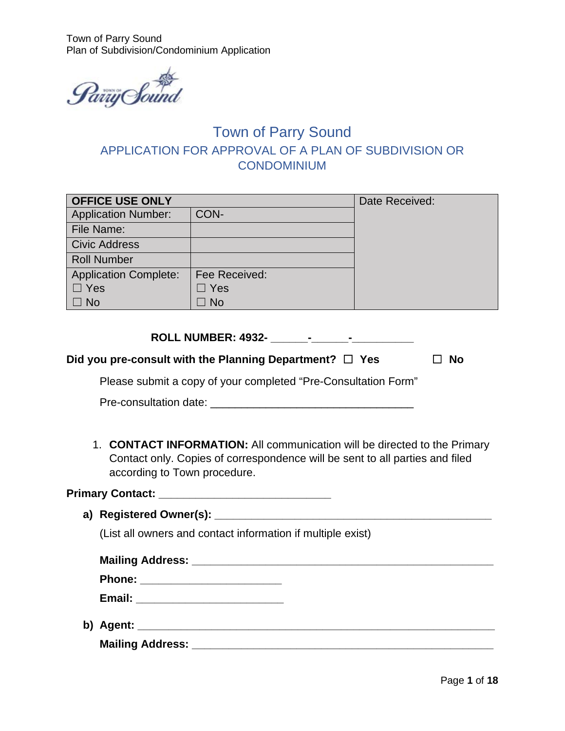# Town of Parry Sound

## APPLICATION FOR APPROVAL OF A PLAN OF SUBDIVISION OR CONDOMINIUM

| OFFICE USE ONLY | | Date Received: |
|---|---|---|
| Application Number: | CON- | |
| File Name: | | |
| Civic Address | | |
| Roll Number | | |
| Application Complete: ☐ Yes ☐ No | Fee Received: ☐ Yes ☐ No | |

**ROLL NUMBER: 4932- ______-______-__________**

**Did you pre-consult with the Planning Department?** ☐ **Yes** ☐ **No**

Please submit a copy of your completed "Pre-Consultation Form"

Pre-consultation date: _________________________________

1. **CONTACT INFORMATION:** All communication will be directed to the Primary Contact only. Copies of correspondence will be sent to all parties and filed according to Town procedure.

**Primary Contact:** ____________________________

a) **Registered Owner(s):** _____________________________________________

   (List all owners and contact information if multiple exist)

   **Mailing Address:** ________________________________________________

   **Phone:** _______________________

   **Email:** ________________________

b) **Agent:** __________________________________________________________

   **Mailing Address:** ________________________________________________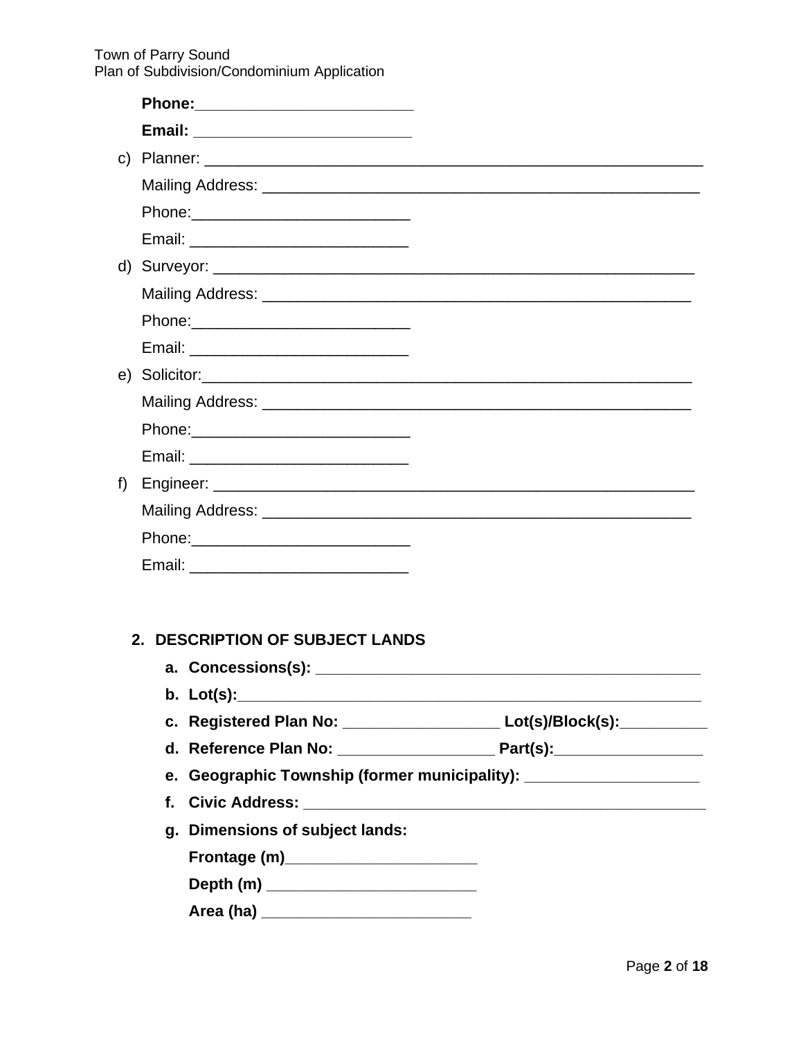**Phone:**________________________

**Email:** ________________________

c) Planner: ______________________________________________________

Mailing Address: __________________________________________

Phone:________________________

Email: ________________________

d) Surveyor: _____________________________________________________

Mailing Address: __________________________________________

Phone:________________________

Email: ________________________

e) Solicitor:______________________________________________________

Mailing Address: __________________________________________

Phone:________________________

Email: ________________________

f) Engineer: _____________________________________________________

Mailing Address: __________________________________________

Phone:________________________

Email: ________________________

## 2. DESCRIPTION OF SUBJECT LANDS

a. **Concessions(s):** ____________________________________

b. **Lot(s):**_____________________________________________

c. **Registered Plan No:** _________________ **Lot(s)/Block(s):**__________

d. **Reference Plan No:** _________________ **Part(s):**________________

e. **Geographic Township (former municipality):** ___________________

f. **Civic Address:** ______________________________________

g. **Dimensions of subject lands:**

**Frontage (m)**_____________________

**Depth (m)** _______________________

**Area (ha)** _______________________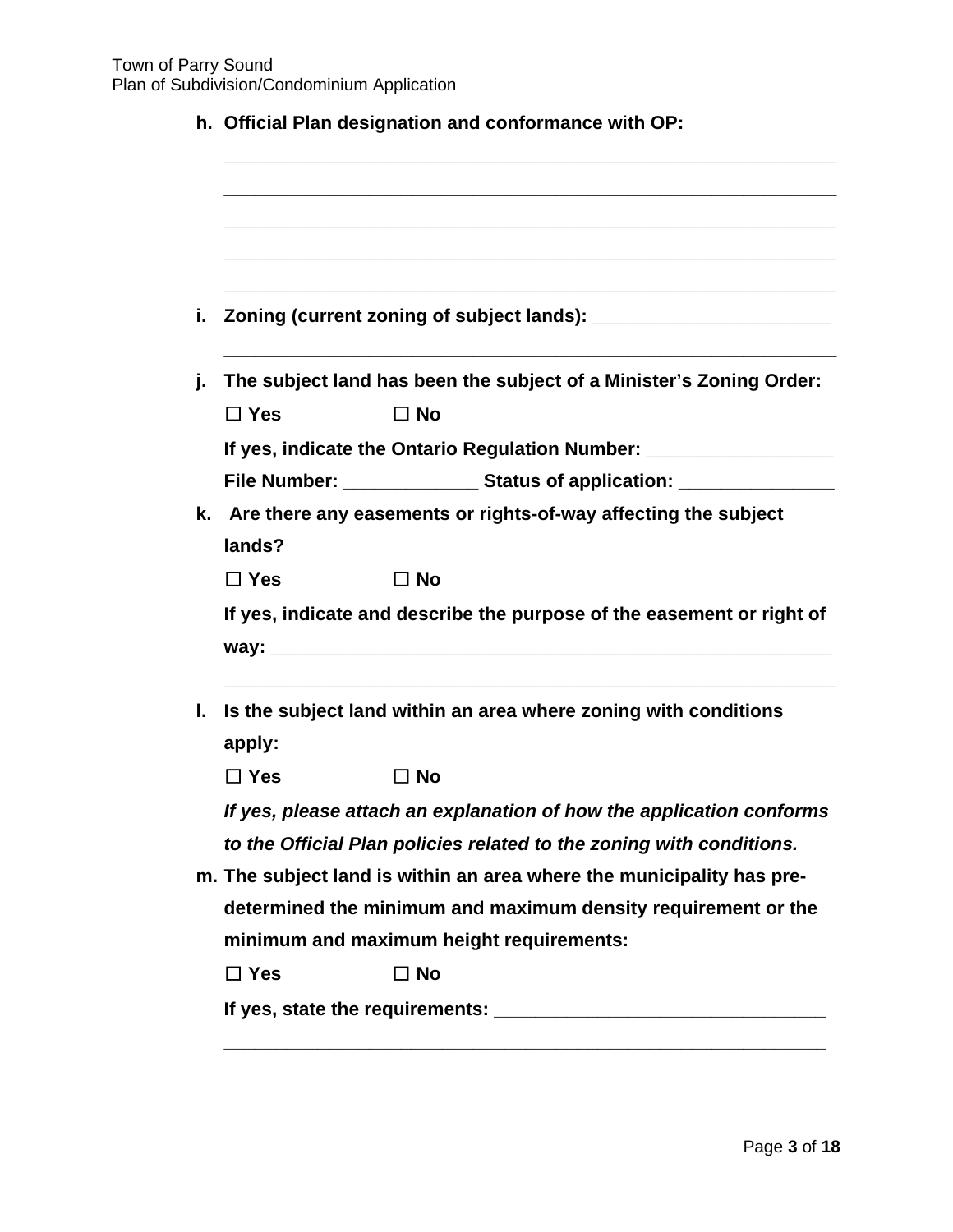**h. Official Plan designation and conformance with OP:**

______________________________________________________________

______________________________________________________________

______________________________________________________________

______________________________________________________________

______________________________________________________________

**i. Zoning (current zoning of subject lands):** ________________________

______________________________________________________________

**j. The subject land has been the subject of a Minister's Zoning Order:**

☐ **Yes** ☐ **No**

**If yes, indicate the Ontario Regulation Number:** __________________

**File Number:** _____________ **Status of application:** _______________

**k. Are there any easements or rights-of-way affecting the subject lands?**

☐ **Yes** ☐ **No**

**If yes, indicate and describe the purpose of the easement or right of way:** _________________________________________________________

______________________________________________________________

**l. Is the subject land within an area where zoning with conditions apply:**

☐ **Yes** ☐ **No**

***If yes, please attach an explanation of how the application conforms to the Official Plan policies related to the zoning with conditions.***

**m. The subject land is within an area where the municipality has pre-determined the minimum and maximum density requirement or the minimum and maximum height requirements:**

☐ **Yes** ☐ **No**

**If yes, state the requirements:** _________________________________

______________________________________________________________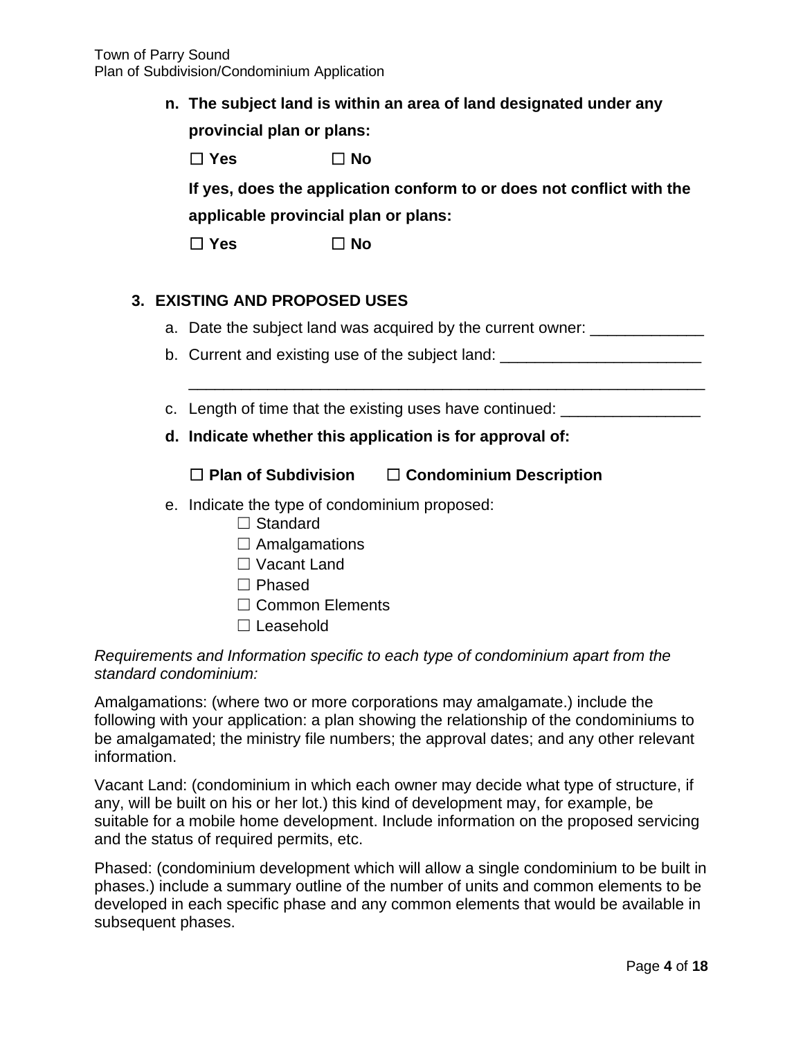**n. The subject land is within an area of land designated under any provincial plan or plans:**

☐ **Yes** ☐ **No**

**If yes, does the application conform to or does not conflict with the applicable provincial plan or plans:**

☐ **Yes** ☐ **No**

## 3. EXISTING AND PROPOSED USES

a. Date the subject land was acquired by the current owner: _____________

b. Current and existing use of the subject land: _______________________

_____________________________________________________________

c. Length of time that the existing uses have continued: ________________

**d. Indicate whether this application is for approval of:**

☐ **Plan of Subdivision** ☐ **Condominium Description**

e. Indicate the type of condominium proposed:

- ☐ Standard
- ☐ Amalgamations
- ☐ Vacant Land
- ☐ Phased
- ☐ Common Elements
- ☐ Leasehold

*Requirements and Information specific to each type of condominium apart from the standard condominium:*

Amalgamations: (where two or more corporations may amalgamate.) include the following with your application: a plan showing the relationship of the condominiums to be amalgamated; the ministry file numbers; the approval dates; and any other relevant information.

Vacant Land: (condominium in which each owner may decide what type of structure, if any, will be built on his or her lot.) this kind of development may, for example, be suitable for a mobile home development. Include information on the proposed servicing and the status of required permits, etc.

Phased: (condominium development which will allow a single condominium to be built in phases.) include a summary outline of the number of units and common elements to be developed in each specific phase and any common elements that would be available in subsequent phases.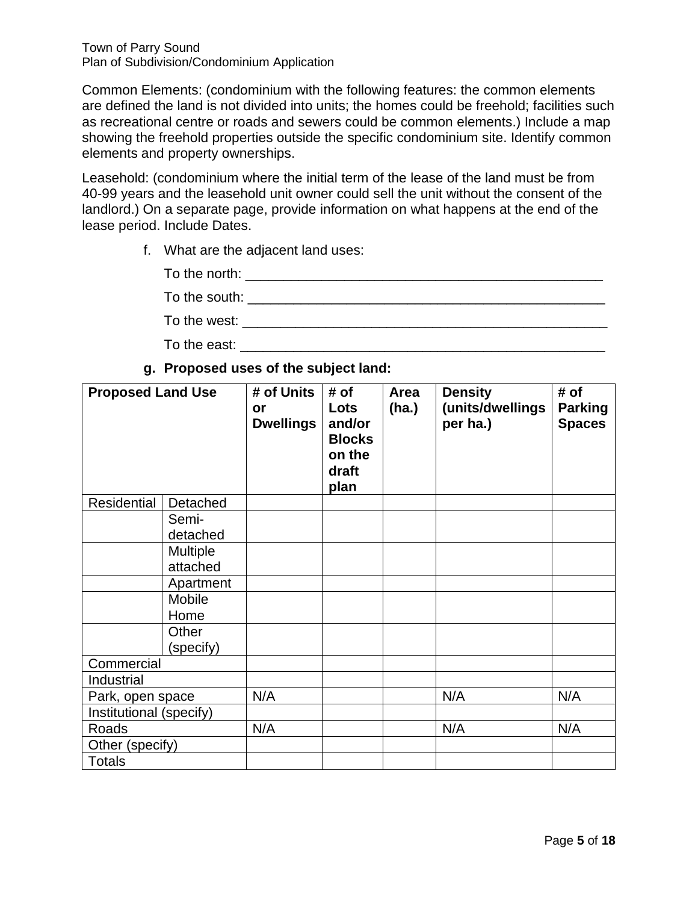Common Elements: (condominium with the following features: the common elements are defined the land is not divided into units; the homes could be freehold; facilities such as recreational centre or roads and sewers could be common elements.) Include a map showing the freehold properties outside the specific condominium site. Identify common elements and property ownerships.

Leasehold: (condominium where the initial term of the lease of the land must be from 40-99 years and the leasehold unit owner could sell the unit without the consent of the landlord.) On a separate page, provide information on what happens at the end of the lease period. Include Dates.

f. What are the adjacent land uses:

To the north: ______________________________________________

To the south: ______________________________________________

To the west: ______________________________________________

To the east: ______________________________________________

**g. Proposed uses of the subject land:**

| **Proposed Land Use** | | **# of Units or Dwellings** | **# of Lots and/or Blocks on the draft plan** | **Area (ha.)** | **Density (units/dwellings per ha.)** | **# of Parking Spaces** |
|---|---|---|---|---|---|---|
| Residential | Detached | | | | | |
| | Semi-detached | | | | | |
| | Multiple attached | | | | | |
| | Apartment | | | | | |
| | Mobile Home | | | | | |
| | Other (specify) | | | | | |
| Commercial | | | | | | |
| Industrial | | | | | | |
| Park, open space | | N/A | | | N/A | N/A |
| Institutional (specify) | | | | | | |
| Roads | | N/A | | | N/A | N/A |
| Other (specify) | | | | | | |
| Totals | | | | | | |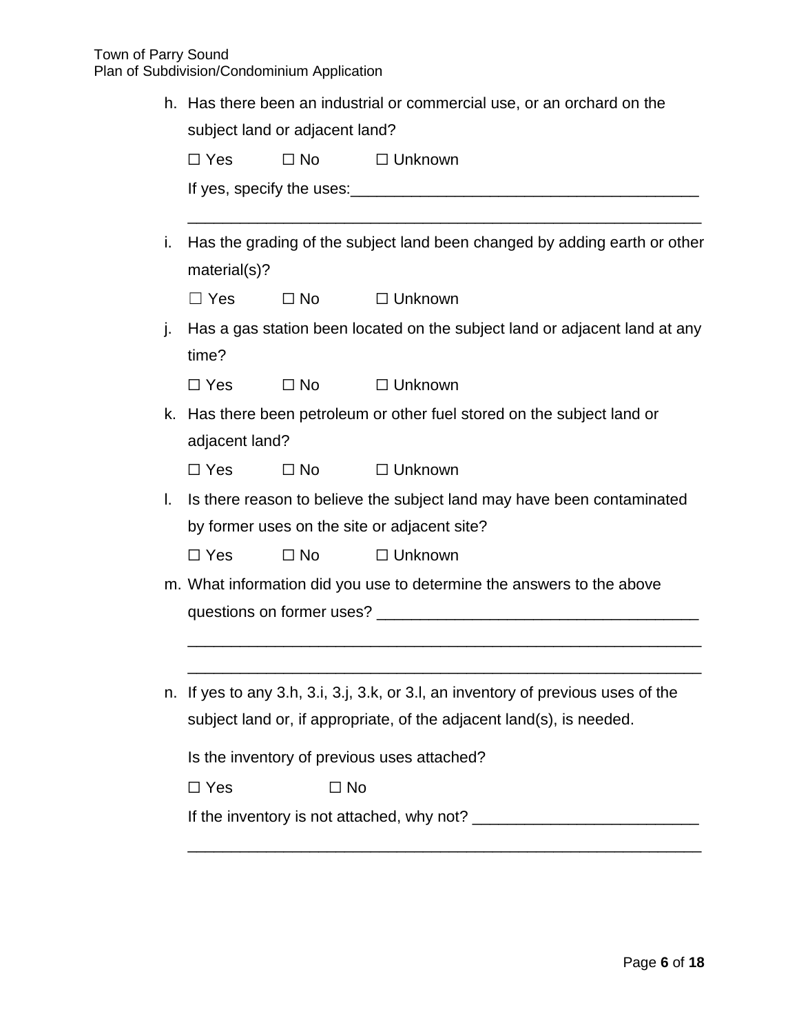h. Has there been an industrial or commercial use, or an orchard on the subject land or adjacent land?

☐ Yes ☐ No ☐ Unknown

If yes, specify the uses:________________________________________

____________________________________________________________

i. Has the grading of the subject land been changed by adding earth or other material(s)?

☐ Yes ☐ No ☐ Unknown

j. Has a gas station been located on the subject land or adjacent land at any time?

☐ Yes ☐ No ☐ Unknown

k. Has there been petroleum or other fuel stored on the subject land or adjacent land?

☐ Yes ☐ No ☐ Unknown

l. Is there reason to believe the subject land may have been contaminated by former uses on the site or adjacent site?

☐ Yes ☐ No ☐ Unknown

m. What information did you use to determine the answers to the above questions on former uses? ____________________________________

____________________________________________________________

____________________________________________________________

n. If yes to any 3.h, 3.i, 3.j, 3.k, or 3.l, an inventory of previous uses of the subject land or, if appropriate, of the adjacent land(s), is needed.

Is the inventory of previous uses attached?

☐ Yes ☐ No

If the inventory is not attached, why not? __________________________

____________________________________________________________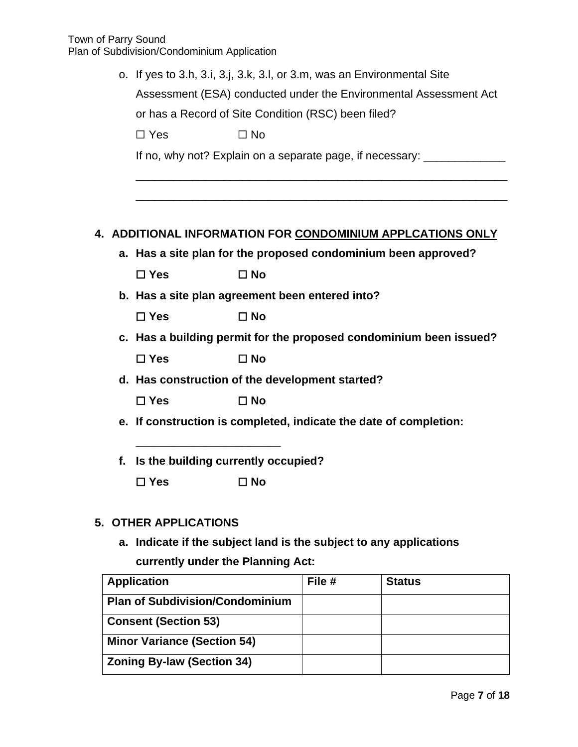o. If yes to 3.h, 3.i, 3.j, 3.k, 3.l, or 3.m, was an Environmental Site Assessment (ESA) conducted under the Environmental Assessment Act or has a Record of Site Condition (RSC) been filed?

☐ Yes ☐ No

If no, why not? Explain on a separate page, if necessary: _____________

_____________________________________________________________

_____________________________________________________________

## 4. ADDITIONAL INFORMATION FOR CONDOMINIUM APPLCATIONS ONLY

**a. Has a site plan for the proposed condominium been approved?**

**☐ Yes ☐ No**

**b. Has a site plan agreement been entered into?**

**☐ Yes ☐ No**

**c. Has a building permit for the proposed condominium been issued?**

**☐ Yes ☐ No**

**d. Has construction of the development started?**

**☐ Yes ☐ No**

**e. If construction is completed, indicate the date of completion:**

_______________________

**f. Is the building currently occupied?**

**☐ Yes ☐ No**

## 5. OTHER APPLICATIONS

**a. Indicate if the subject land is the subject to any applications currently under the Planning Act:**

| Application | File # | Status |
|---|---|---|
| **Plan of Subdivision/Condominium** | | |
| **Consent (Section 53)** | | |
| **Minor Variance (Section 54)** | | |
| **Zoning By-law (Section 34)** | | |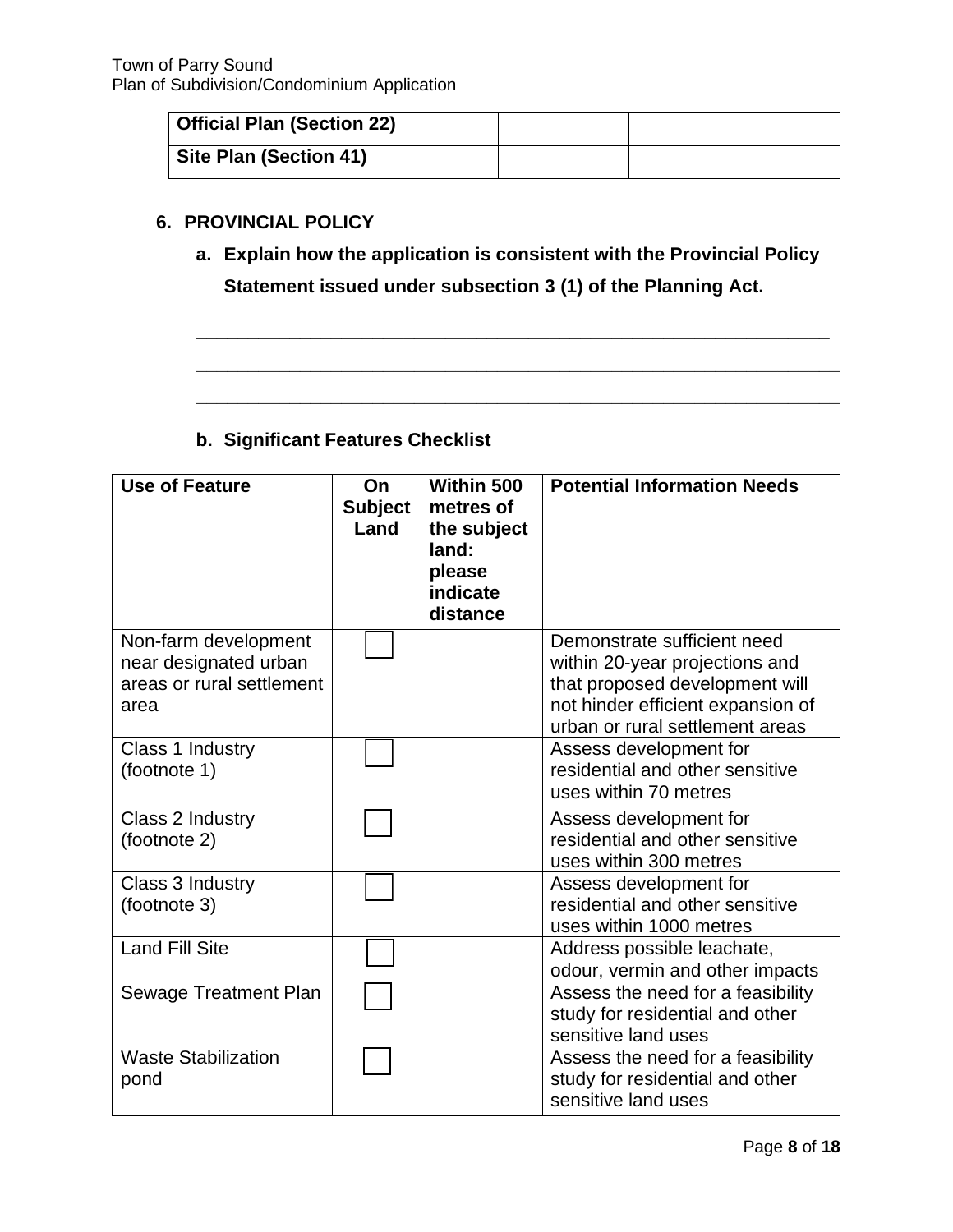| Official Plan (Section 22) | | |
|---|---|---|
| Site Plan (Section 41) | | |

## 6. PROVINCIAL POLICY

### a. Explain how the application is consistent with the Provincial Policy Statement issued under subsection 3 (1) of the Planning Act.

\_\_\_\_\_\_\_\_\_\_\_\_\_\_\_\_\_\_\_\_\_\_\_\_\_\_\_\_\_\_\_\_\_\_\_\_\_\_\_\_\_\_\_\_\_\_\_\_\_\_\_\_\_\_\_\_\_\_\_\_\_\_\_\_\_\_

\_\_\_\_\_\_\_\_\_\_\_\_\_\_\_\_\_\_\_\_\_\_\_\_\_\_\_\_\_\_\_\_\_\_\_\_\_\_\_\_\_\_\_\_\_\_\_\_\_\_\_\_\_\_\_\_\_\_\_\_\_\_\_\_\_\_

\_\_\_\_\_\_\_\_\_\_\_\_\_\_\_\_\_\_\_\_\_\_\_\_\_\_\_\_\_\_\_\_\_\_\_\_\_\_\_\_\_\_\_\_\_\_\_\_\_\_\_\_\_\_\_\_\_\_\_\_\_\_\_\_\_\_

### b. Significant Features Checklist

| Use of Feature | On Subject Land | Within 500 metres of the subject land: please indicate distance | Potential Information Needs |
|---|---|---|---|
| Non-farm development near designated urban areas or rural settlement area | ☐ | | Demonstrate sufficient need within 20-year projections and that proposed development will not hinder efficient expansion of urban or rural settlement areas |
| Class 1 Industry (footnote 1) | ☐ | | Assess development for residential and other sensitive uses within 70 metres |
| Class 2 Industry (footnote 2) | ☐ | | Assess development for residential and other sensitive uses within 300 metres |
| Class 3 Industry (footnote 3) | ☐ | | Assess development for residential and other sensitive uses within 1000 metres |
| Land Fill Site | ☐ | | Address possible leachate, odour, vermin and other impacts |
| Sewage Treatment Plan | ☐ | | Assess the need for a feasibility study for residential and other sensitive land uses |
| Waste Stabilization pond | ☐ | | Assess the need for a feasibility study for residential and other sensitive land uses |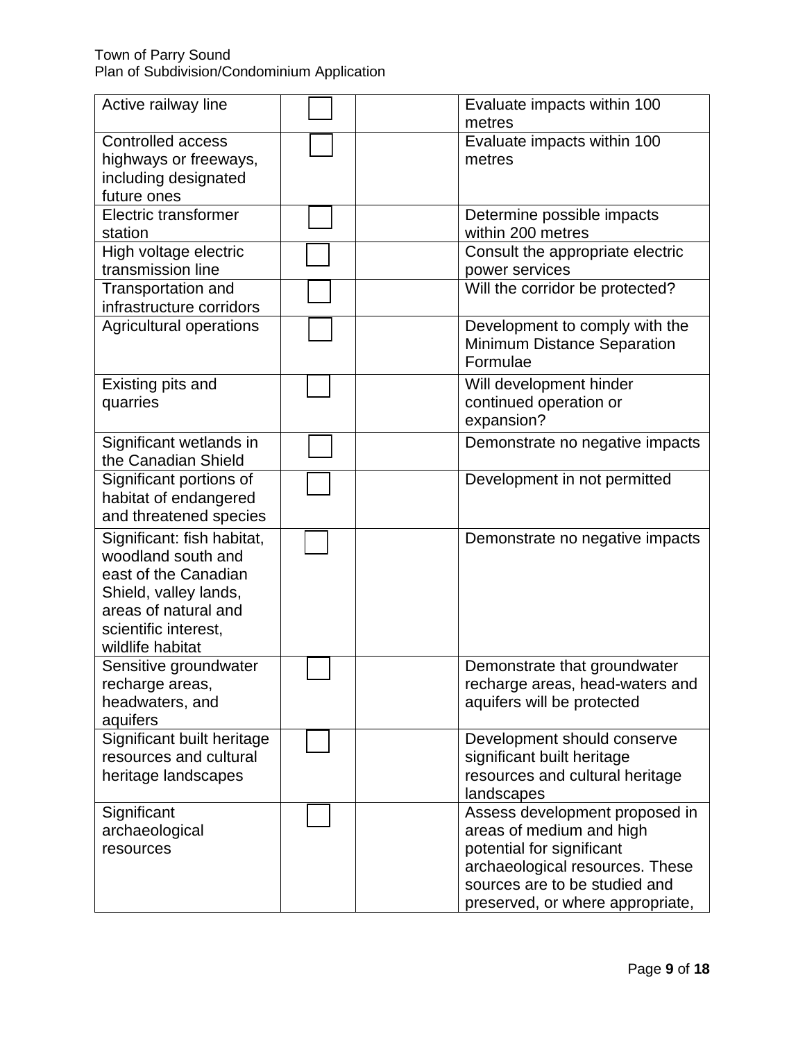| | | | |
|---|---|---|---|
| Active railway line | ☐ | | Evaluate impacts within 100 metres |
| Controlled access highways or freeways, including designated future ones | ☐ | | Evaluate impacts within 100 metres |
| Electric transformer station | ☐ | | Determine possible impacts within 200 metres |
| High voltage electric transmission line | ☐ | | Consult the appropriate electric power services |
| Transportation and infrastructure corridors | ☐ | | Will the corridor be protected? |
| Agricultural operations | ☐ | | Development to comply with the Minimum Distance Separation Formulae |
| Existing pits and quarries | ☐ | | Will development hinder continued operation or expansion? |
| Significant wetlands in the Canadian Shield | ☐ | | Demonstrate no negative impacts |
| Significant portions of habitat of endangered and threatened species | ☐ | | Development in not permitted |
| Significant: fish habitat, woodland south and east of the Canadian Shield, valley lands, areas of natural and scientific interest, wildlife habitat | ☐ | | Demonstrate no negative impacts |
| Sensitive groundwater recharge areas, headwaters, and aquifers | ☐ | | Demonstrate that groundwater recharge areas, head-waters and aquifers will be protected |
| Significant built heritage resources and cultural heritage landscapes | ☐ | | Development should conserve significant built heritage resources and cultural heritage landscapes |
| Significant archaeological resources | ☐ | | Assess development proposed in areas of medium and high potential for significant archaeological resources. These sources are to be studied and preserved, or where appropriate, |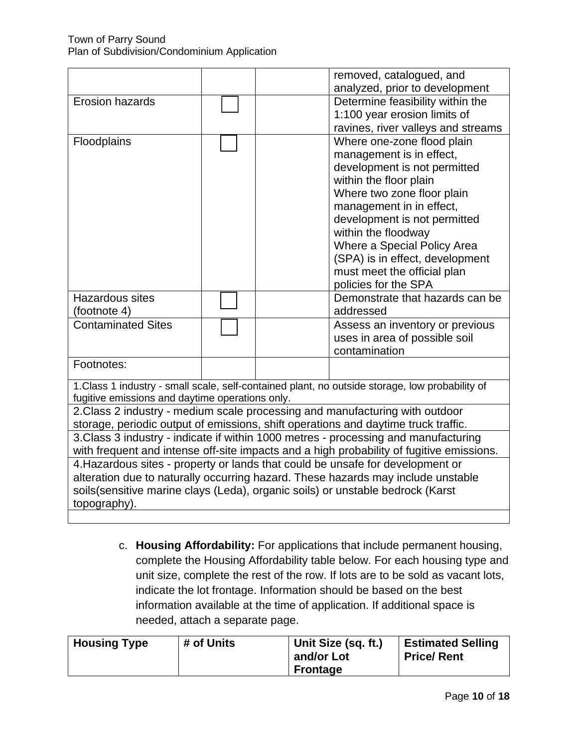| | | | |
|---|---|---|---|
| | | | removed, catalogued, and analyzed, prior to development |
| Erosion hazards | ☐ | | Determine feasibility within the 1:100 year erosion limits of ravines, river valleys and streams |
| Floodplains | ☐ | | Where one-zone flood plain management is in effect, development is not permitted within the floor plain<br>Where two zone floor plain management in in effect, development is not permitted within the floodway<br>Where a Special Policy Area (SPA) is in effect, development must meet the official plan policies for the SPA |
| Hazardous sites (footnote 4) | ☐ | | Demonstrate that hazards can be addressed |
| Contaminated Sites | ☐ | | Assess an inventory or previous uses in area of possible soil contamination |
| Footnotes: | | | |
| 1.Class 1 industry - small scale, self-contained plant, no outside storage, low probability of fugitive emissions and daytime operations only. | | | |
| 2.Class 2 industry - medium scale processing and manufacturing with outdoor storage, periodic output of emissions, shift operations and daytime truck traffic. | | | |
| 3.Class 3 industry - indicate if within 1000 metres - processing and manufacturing with frequent and intense off-site impacts and a high probability of fugitive emissions. | | | |
| 4.Hazardous sites - property or lands that could be unsafe for development or alteration due to naturally occurring hazard. These hazards may include unstable soils(sensitive marine clays (Leda), organic soils) or unstable bedrock (Karst topography). | | | |
| | | | |

c. **Housing Affordability:** For applications that include permanent housing, complete the Housing Affordability table below. For each housing type and unit size, complete the rest of the row. If lots are to be sold as vacant lots, indicate the lot frontage. Information should be based on the best information available at the time of application. If additional space is needed, attach a separate page.

| Housing Type | # of Units | Unit Size (sq. ft.) and/or Lot Frontage | Estimated Selling Price/ Rent |
|---|---|---|---|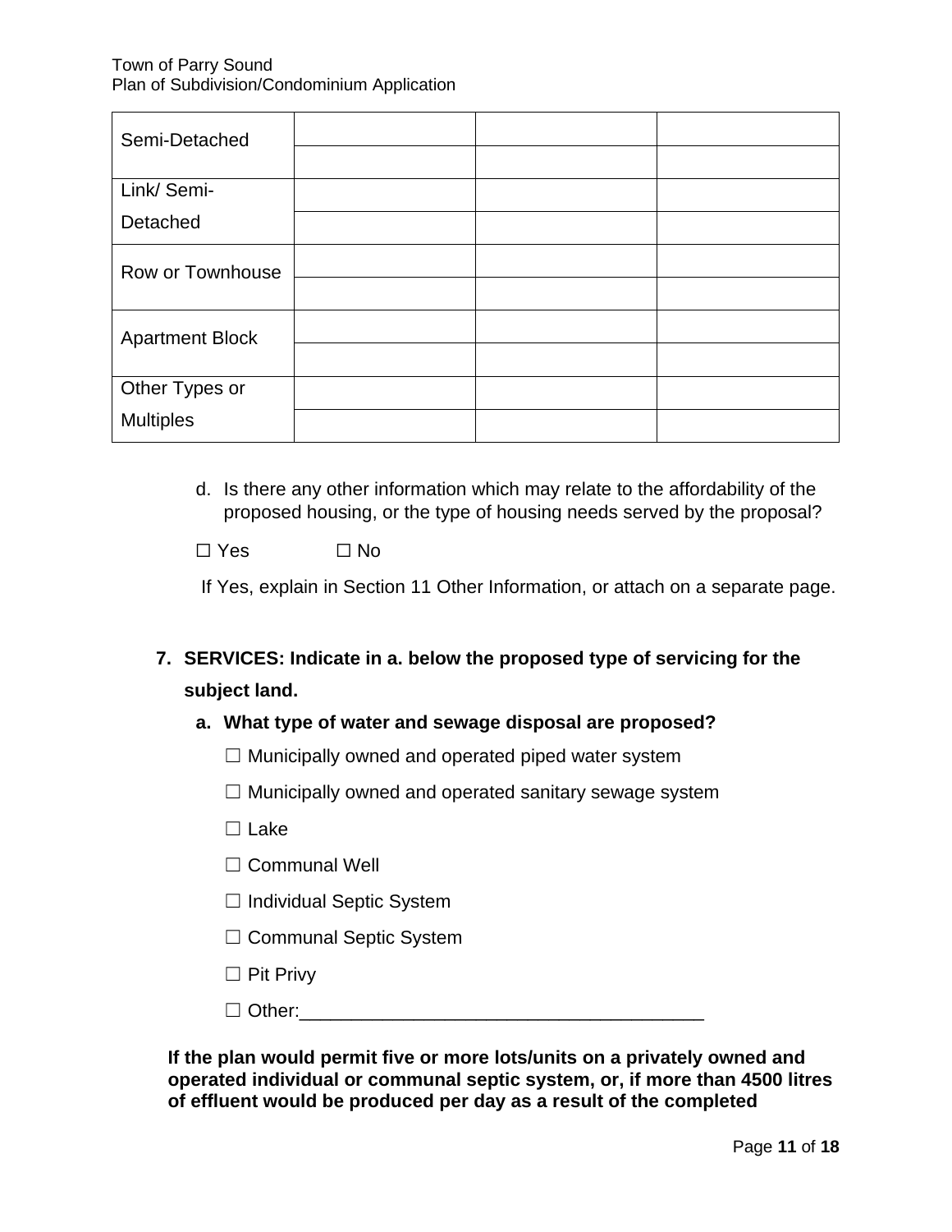| | | | |
|---|---|---|---|
| Semi-Detached | | | |
| | | | |
| Link/ Semi-Detached | | | |
| | | | |
| Row or Townhouse | | | |
| | | | |
| Apartment Block | | | |
| | | | |
| Other Types or Multiples | | | |
| | | | |

d. Is there any other information which may relate to the affordability of the proposed housing, or the type of housing needs served by the proposal?

☐ Yes ☐ No

If Yes, explain in Section 11 Other Information, or attach on a separate page.

**7. SERVICES: Indicate in a. below the proposed type of servicing for the subject land.**

**a. What type of water and sewage disposal are proposed?**

☐ Municipally owned and operated piped water system

☐ Municipally owned and operated sanitary sewage system

☐ Lake

☐ Communal Well

☐ Individual Septic System

☐ Communal Septic System

☐ Pit Privy

☐ Other:_______________________________________

**If the plan would permit five or more lots/units on a privately owned and operated individual or communal septic system, or, if more than 4500 litres of effluent would be produced per day as a result of the completed**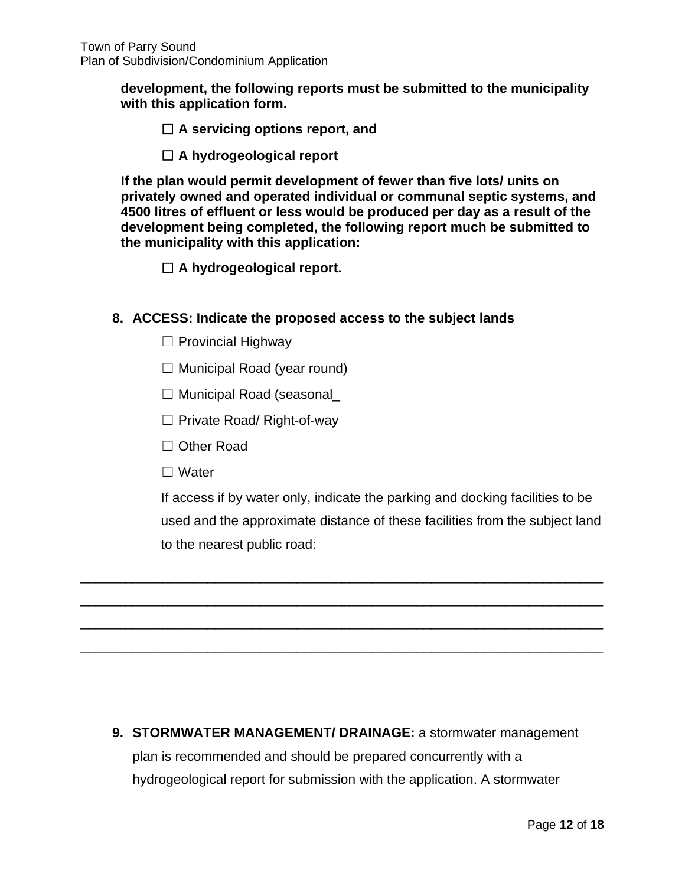**development, the following reports must be submitted to the municipality with this application form.**

☐ **A servicing options report, and**

☐ **A hydrogeological report**

**If the plan would permit development of fewer than five lots/ units on privately owned and operated individual or communal septic systems, and 4500 litres of effluent or less would be produced per day as a result of the development being completed, the following report much be submitted to the municipality with this application:**

☐ **A hydrogeological report.**

8. **ACCESS: Indicate the proposed access to the subject lands**

☐ Provincial Highway

☐ Municipal Road (year round)

☐ Municipal Road (seasonal_

☐ Private Road/ Right-of-way

☐ Other Road

☐ Water

If access if by water only, indicate the parking and docking facilities to be used and the approximate distance of these facilities from the subject land to the nearest public road:

_______________________________________________________________________

_______________________________________________________________________

_______________________________________________________________________

_______________________________________________________________________

9. **STORMWATER MANAGEMENT/ DRAINAGE:** a stormwater management plan is recommended and should be prepared concurrently with a hydrogeological report for submission with the application. A stormwater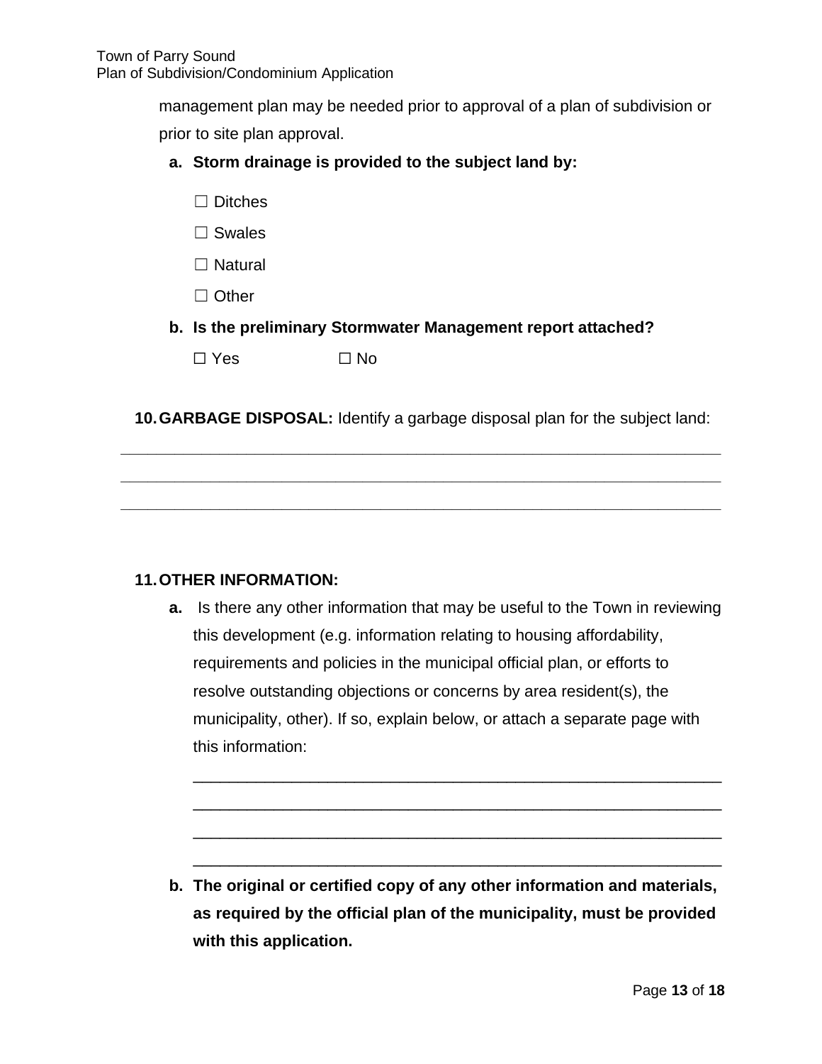management plan may be needed prior to approval of a plan of subdivision or prior to site plan approval.

**a. Storm drainage is provided to the subject land by:**

☐ Ditches

☐ Swales

☐ Natural

☐ Other

**b. Is the preliminary Stormwater Management report attached?**

☐ Yes ☐ No

**10. GARBAGE DISPOSAL:** Identify a garbage disposal plan for the subject land:

______________________________________________________________________

______________________________________________________________________

______________________________________________________________________

**11. OTHER INFORMATION:**

**a.** Is there any other information that may be useful to the Town in reviewing this development (e.g. information relating to housing affordability, requirements and policies in the municipal official plan, or efforts to resolve outstanding objections or concerns by area resident(s), the municipality, other). If so, explain below, or attach a separate page with this information:

______________________________________________________________

______________________________________________________________

______________________________________________________________

______________________________________________________________

**b. The original or certified copy of any other information and materials, as required by the official plan of the municipality, must be provided with this application.**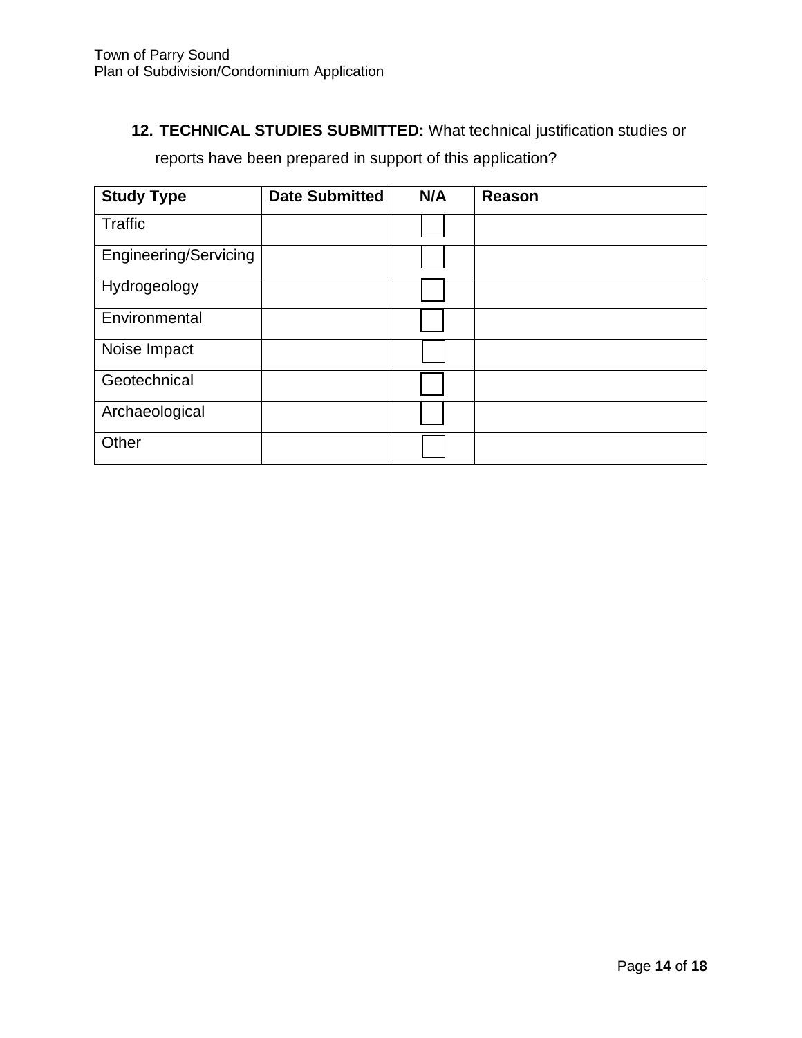**12. TECHNICAL STUDIES SUBMITTED:** What technical justification studies or reports have been prepared in support of this application?

| Study Type | Date Submitted | N/A | Reason |
|---|---|---|---|
| Traffic | | ☐ | |
| Engineering/Servicing | | ☐ | |
| Hydrogeology | | ☐ | |
| Environmental | | ☐ | |
| Noise Impact | | ☐ | |
| Geotechnical | | ☐ | |
| Archaeological | | ☐ | |
| Other | | ☐ | |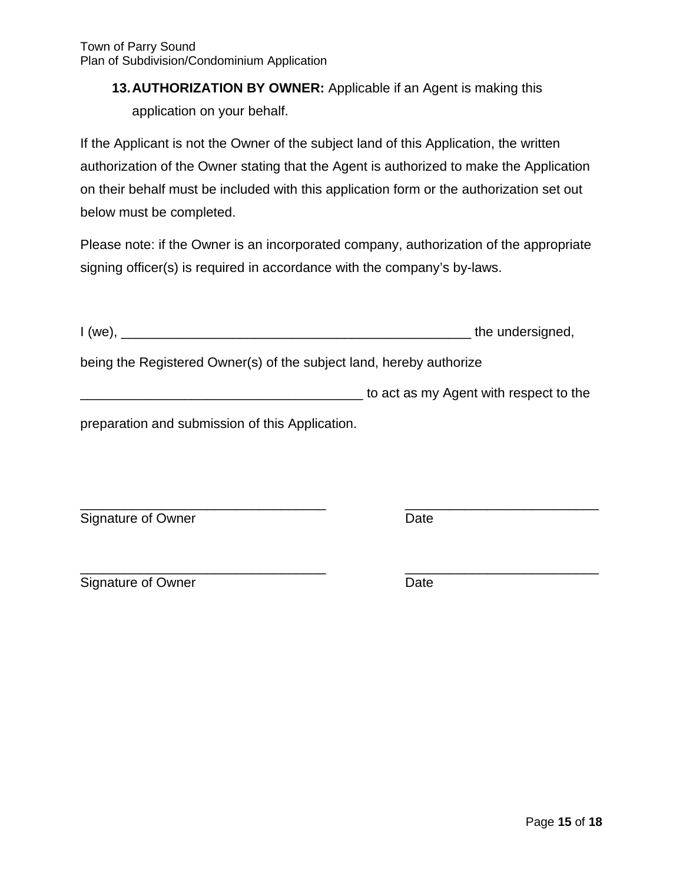## 13. AUTHORIZATION BY OWNER: Applicable if an Agent is making this application on your behalf.

If the Applicant is not the Owner of the subject land of this Application, the written authorization of the Owner stating that the Agent is authorized to make the Application on their behalf must be included with this application form or the authorization set out below must be completed.

Please note: if the Owner is an incorporated company, authorization of the appropriate signing officer(s) is required in accordance with the company's by-laws.

I (we), __________________________________________________ the undersigned,

being the Registered Owner(s) of the subject land, hereby authorize

______________________________________ to act as my Agent with respect to the

preparation and submission of this Application.

_________________________________ __________________________
Signature of Owner Date

_________________________________ __________________________
Signature of Owner Date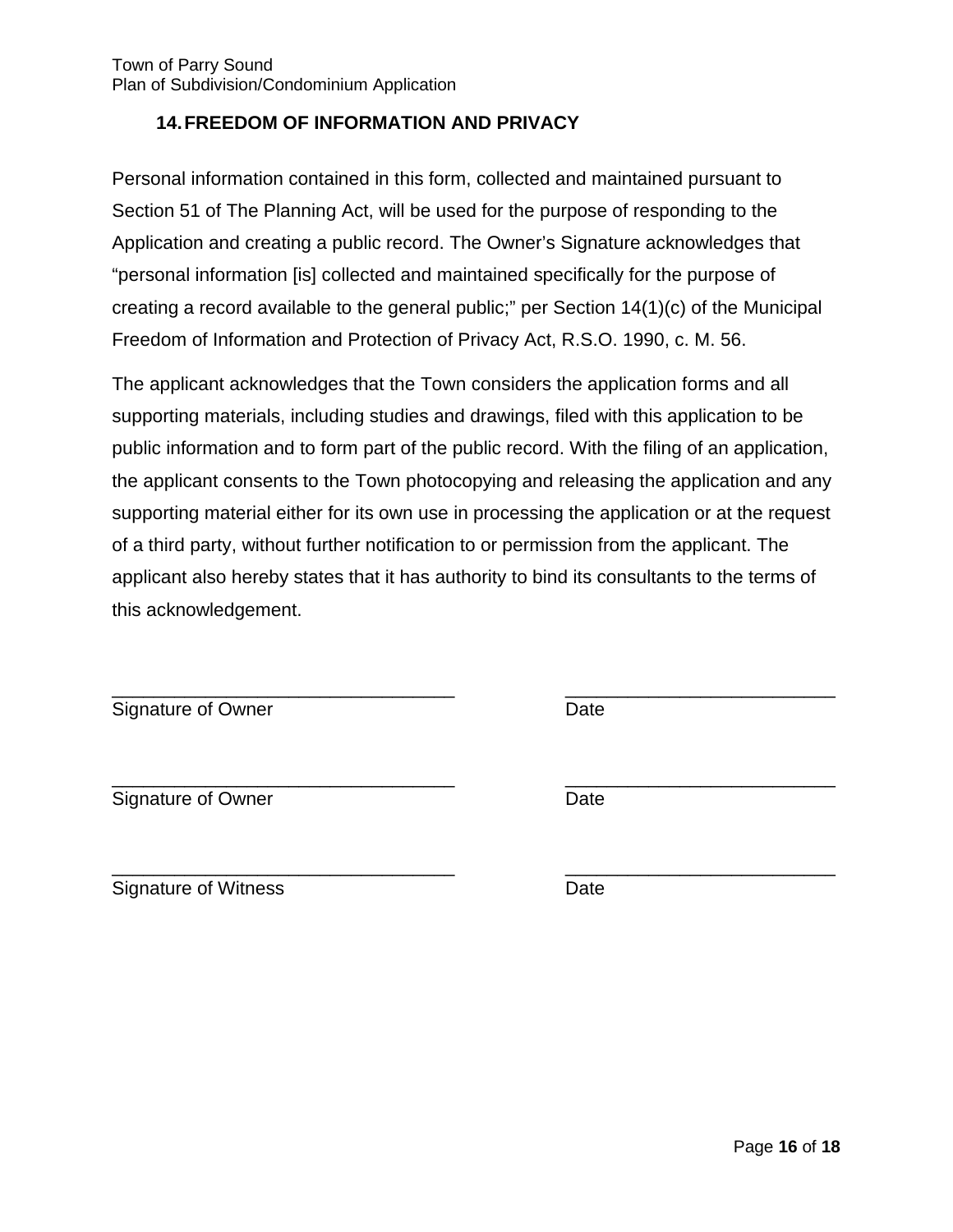## 14. FREEDOM OF INFORMATION AND PRIVACY

Personal information contained in this form, collected and maintained pursuant to Section 51 of The Planning Act, will be used for the purpose of responding to the Application and creating a public record. The Owner's Signature acknowledges that "personal information [is] collected and maintained specifically for the purpose of creating a record available to the general public;" per Section 14(1)(c) of the Municipal Freedom of Information and Protection of Privacy Act, R.S.O. 1990, c. M. 56.

The applicant acknowledges that the Town considers the application forms and all supporting materials, including studies and drawings, filed with this application to be public information and to form part of the public record. With the filing of an application, the applicant consents to the Town photocopying and releasing the application and any supporting material either for its own use in processing the application or at the request of a third party, without further notification to or permission from the applicant. The applicant also hereby states that it has authority to bind its consultants to the terms of this acknowledgement.

| | |
|---|---|
| _________________________________ | __________________________ |
| Signature of Owner | Date |
| _________________________________ | __________________________ |
| Signature of Owner | Date |
| _________________________________ | __________________________ |
| Signature of Witness | Date |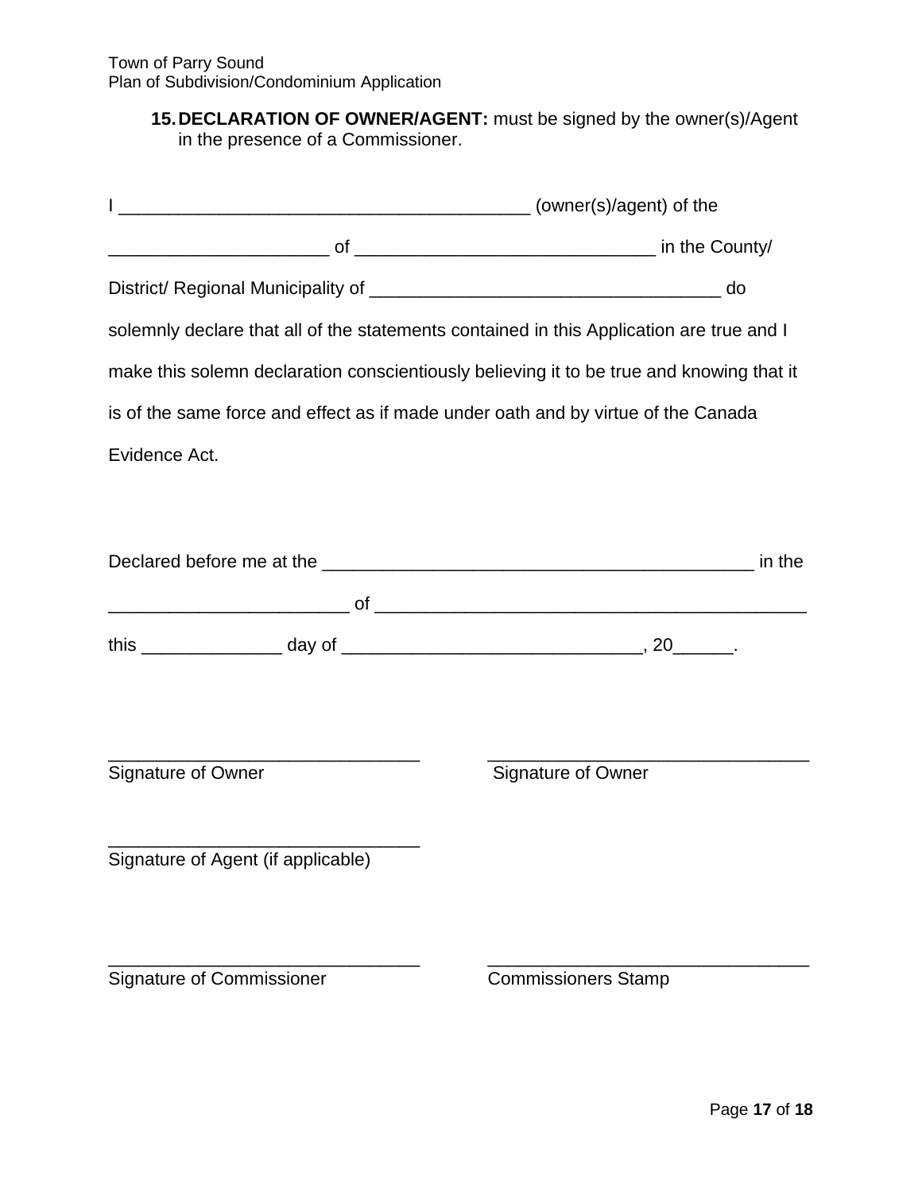**15. DECLARATION OF OWNER/AGENT:** must be signed by the owner(s)/Agent in the presence of a Commissioner.

I __________________________________________ (owner(s)/agent) of the

_______________________ of _______________________________ in the County/

District/ Regional Municipality of ____________________________________ do

solemnly declare that all of the statements contained in this Application are true and I make this solemn declaration conscientiously believing it to be true and knowing that it is of the same force and effect as if made under oath and by virtue of the Canada Evidence Act.

Declared before me at the ____________________________________________ in the

________________________ of ____________________________________________

this ______________ day of ______________________________, 20______.

_______________________________
Signature of Owner

_______________________________
Signature of Owner

_______________________________
Signature of Agent (if applicable)

_______________________________
Signature of Commissioner

_______________________________
Commissioners Stamp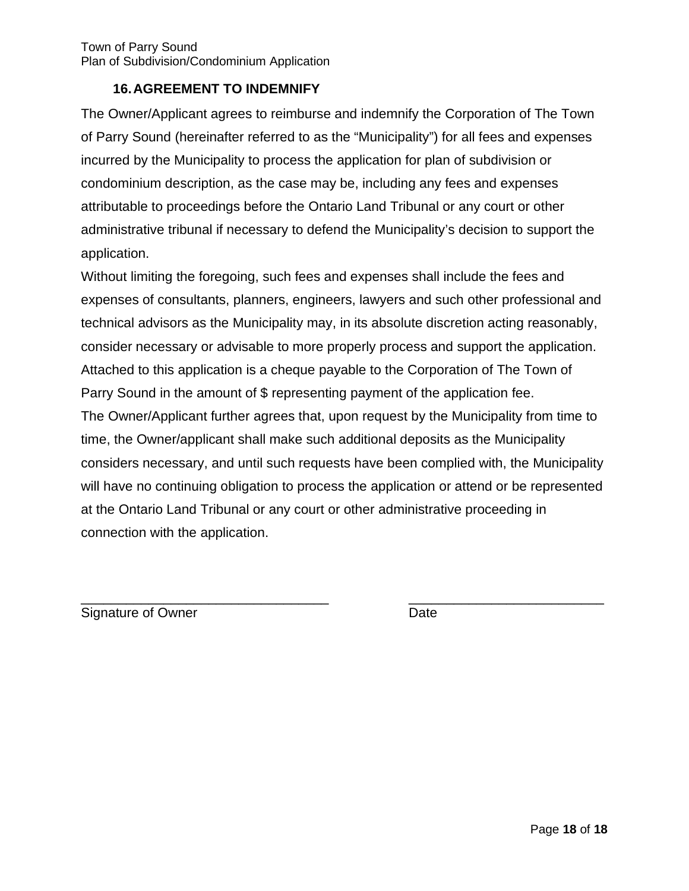## 16. AGREEMENT TO INDEMNIFY

The Owner/Applicant agrees to reimburse and indemnify the Corporation of The Town of Parry Sound (hereinafter referred to as the "Municipality") for all fees and expenses incurred by the Municipality to process the application for plan of subdivision or condominium description, as the case may be, including any fees and expenses attributable to proceedings before the Ontario Land Tribunal or any court or other administrative tribunal if necessary to defend the Municipality's decision to support the application.

Without limiting the foregoing, such fees and expenses shall include the fees and expenses of consultants, planners, engineers, lawyers and such other professional and technical advisors as the Municipality may, in its absolute discretion acting reasonably, consider necessary or advisable to more properly process and support the application.

Attached to this application is a cheque payable to the Corporation of The Town of Parry Sound in the amount of $ representing payment of the application fee.

The Owner/Applicant further agrees that, upon request by the Municipality from time to time, the Owner/applicant shall make such additional deposits as the Municipality considers necessary, and until such requests have been complied with, the Municipality will have no continuing obligation to process the application or attend or be represented at the Ontario Land Tribunal or any court or other administrative proceeding in connection with the application.

_________________________________ Signature of Owner

__________________________ Date